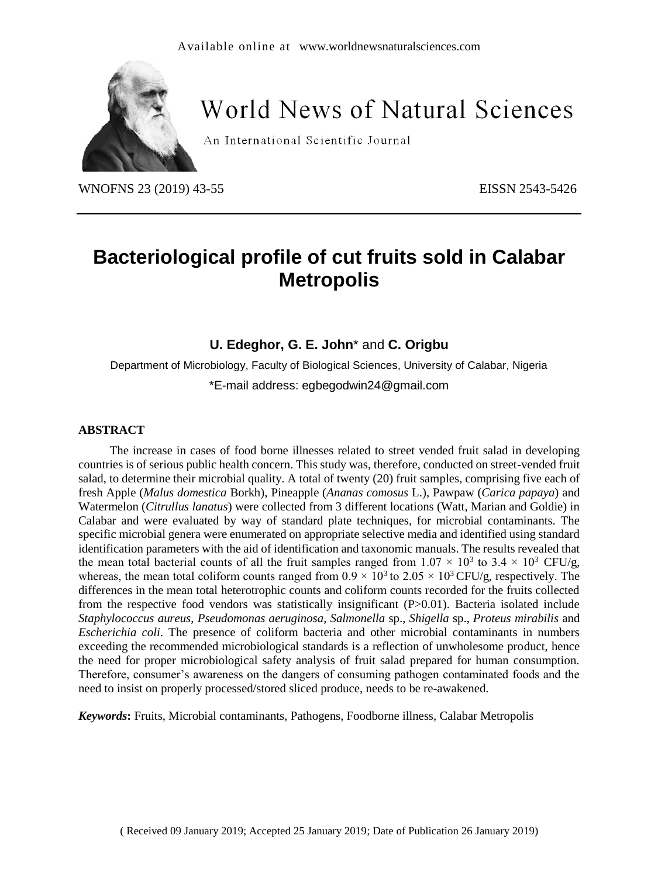Available online at www.worldnewsnaturalsciences.com

# World News of Natural Sciences

An International Scientific Journal

WNOFNS 23 (2019) 43-55 EISSN 2543-5426

# Bacteriological profile of cut fruits sold in Calabar Metropolis

**U. Edeghor, G. E. John*** and **C. Origbu**

Department of Microbiology, Faculty of Biological Sciences, University of Calabar, Nigeria

*E-mail address: egbegodwin24@gmail.com

## ABSTRACT

The increase in cases of food borne illnesses related to street vended fruit salad in developing countries is of serious public health concern. This study was, therefore, conducted on street-vended fruit salad, to determine their microbial quality. A total of twenty (20) fruit samples, comprising five each of fresh Apple (*Malus domestica* Borkh), Pineapple (*Ananas comosus* L.), Pawpaw (*Carica papaya*) and Watermelon (*Citrullus lanatus*) were collected from 3 different locations (Watt, Marian and Goldie) in Calabar and were evaluated by way of standard plate techniques, for microbial contaminants. The specific microbial genera were enumerated on appropriate selective media and identified using standard identification parameters with the aid of identification and taxonomic manuals. The results revealed that the mean total bacterial counts of all the fruit samples ranged from $1.07 \times 10^3$ to $3.4 \times 10^3$ CFU/g, whereas, the mean total coliform counts ranged from $0.9 \times 10^3$ to $2.05 \times 10^3$ CFU/g, respectively. The differences in the mean total heterotrophic counts and coliform counts recorded for the fruits collected from the respective food vendors was statistically insignificant ($P>0.01$). Bacteria isolated include *Staphylococcus aureus*, *Pseudomonas aeruginosa*, *Salmonella* sp., *Shigella* sp., *Proteus mirabilis* and *Escherichia coli*. The presence of coliform bacteria and other microbial contaminants in numbers exceeding the recommended microbiological standards is a reflection of unwholesome product, hence the need for proper microbiological safety analysis of fruit salad prepared for human consumption. Therefore, consumer's awareness on the dangers of consuming pathogen contaminated foods and the need to insist on properly processed/stored sliced produce, needs to be re-awakened.

***Keywords*:** Fruits, Microbial contaminants, Pathogens, Foodborne illness, Calabar Metropolis

( Received 09 January 2019; Accepted 25 January 2019; Date of Publication 26 January 2019)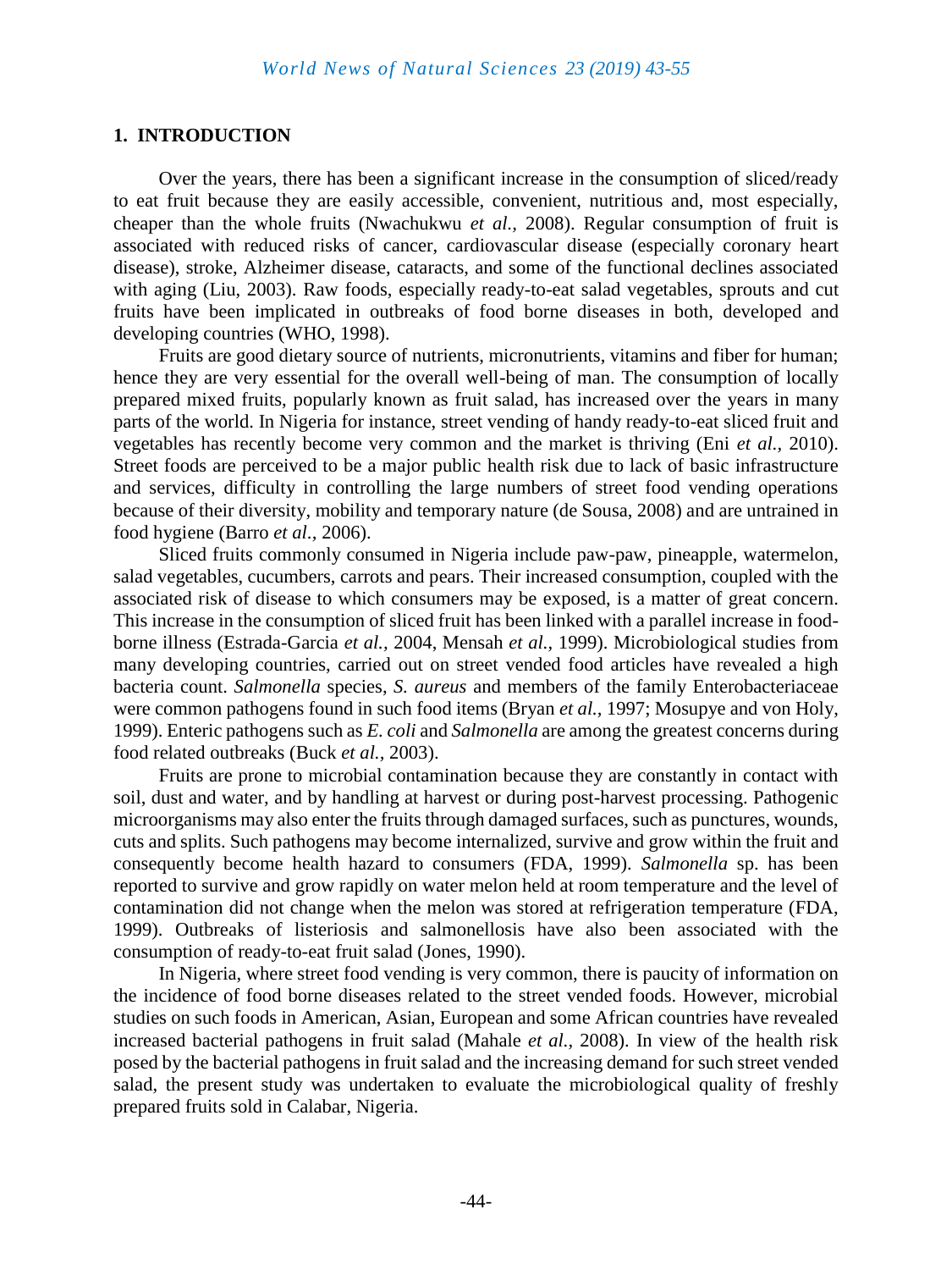## 1. INTRODUCTION

Over the years, there has been a significant increase in the consumption of sliced/ready to eat fruit because they are easily accessible, convenient, nutritious and, most especially, cheaper than the whole fruits (Nwachukwu *et al.,* 2008). Regular consumption of fruit is associated with reduced risks of cancer, cardiovascular disease (especially coronary heart disease), stroke, Alzheimer disease, cataracts, and some of the functional declines associated with aging (Liu, 2003). Raw foods, especially ready-to-eat salad vegetables, sprouts and cut fruits have been implicated in outbreaks of food borne diseases in both, developed and developing countries (WHO, 1998).

Fruits are good dietary source of nutrients, micronutrients, vitamins and fiber for human; hence they are very essential for the overall well-being of man. The consumption of locally prepared mixed fruits, popularly known as fruit salad, has increased over the years in many parts of the world. In Nigeria for instance, street vending of handy ready-to-eat sliced fruit and vegetables has recently become very common and the market is thriving (Eni *et al.,* 2010). Street foods are perceived to be a major public health risk due to lack of basic infrastructure and services, difficulty in controlling the large numbers of street food vending operations because of their diversity, mobility and temporary nature (de Sousa, 2008) and are untrained in food hygiene (Barro *et al.,* 2006).

Sliced fruits commonly consumed in Nigeria include paw-paw, pineapple, watermelon, salad vegetables, cucumbers, carrots and pears. Their increased consumption, coupled with the associated risk of disease to which consumers may be exposed, is a matter of great concern. This increase in the consumption of sliced fruit has been linked with a parallel increase in food-borne illness (Estrada-Garcia *et al.,* 2004, Mensah *et al.,* 1999). Microbiological studies from many developing countries, carried out on street vended food articles have revealed a high bacteria count. *Salmonella* species, *S. aureus* and members of the family Enterobacteriaceae were common pathogens found in such food items (Bryan *et al.,* 1997; Mosupye and von Holy, 1999). Enteric pathogens such as *E. coli* and *Salmonella* are among the greatest concerns during food related outbreaks (Buck *et al.,* 2003).

Fruits are prone to microbial contamination because they are constantly in contact with soil, dust and water, and by handling at harvest or during post-harvest processing. Pathogenic microorganisms may also enter the fruits through damaged surfaces, such as punctures, wounds, cuts and splits. Such pathogens may become internalized, survive and grow within the fruit and consequently become health hazard to consumers (FDA, 1999). *Salmonella* sp. has been reported to survive and grow rapidly on water melon held at room temperature and the level of contamination did not change when the melon was stored at refrigeration temperature (FDA, 1999). Outbreaks of listeriosis and salmonellosis have also been associated with the consumption of ready-to-eat fruit salad (Jones, 1990).

In Nigeria, where street food vending is very common, there is paucity of information on the incidence of food borne diseases related to the street vended foods. However, microbial studies on such foods in American, Asian, European and some African countries have revealed increased bacterial pathogens in fruit salad (Mahale *et al.,* 2008). In view of the health risk posed by the bacterial pathogens in fruit salad and the increasing demand for such street vended salad, the present study was undertaken to evaluate the microbiological quality of freshly prepared fruits sold in Calabar, Nigeria.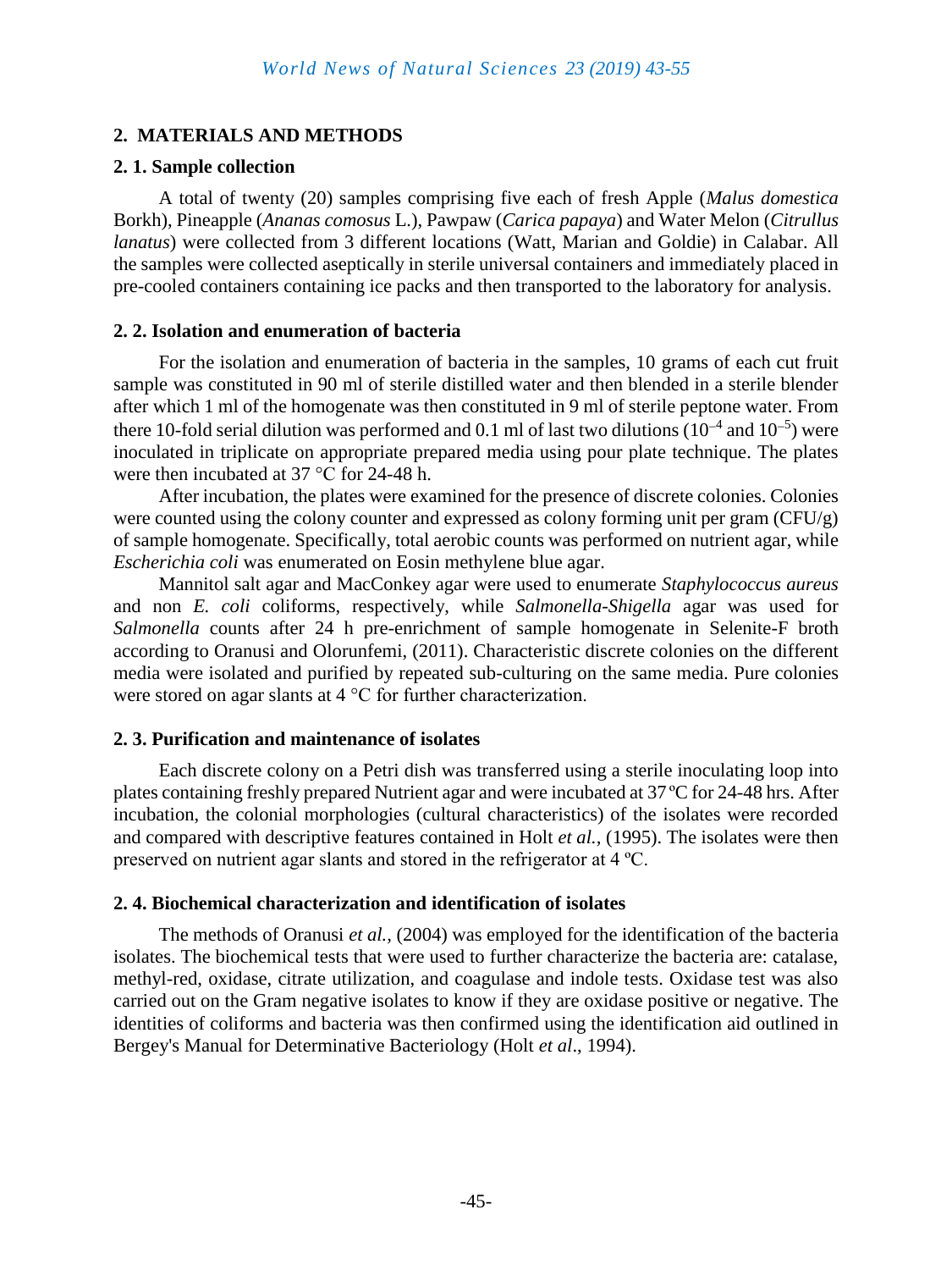## 2. MATERIALS AND METHODS

### 2. 1. Sample collection

A total of twenty (20) samples comprising five each of fresh Apple (*Malus domestica* Borkh), Pineapple (*Ananas comosus* L.), Pawpaw (*Carica papaya*) and Water Melon (*Citrullus lanatus*) were collected from 3 different locations (Watt, Marian and Goldie) in Calabar. All the samples were collected aseptically in sterile universal containers and immediately placed in pre-cooled containers containing ice packs and then transported to the laboratory for analysis.

### 2. 2. Isolation and enumeration of bacteria

For the isolation and enumeration of bacteria in the samples, 10 grams of each cut fruit sample was constituted in 90 ml of sterile distilled water and then blended in a sterile blender after which 1 ml of the homogenate was then constituted in 9 ml of sterile peptone water. From there 10-fold serial dilution was performed and 0.1 ml of last two dilutions ($10^{-4}$ and $10^{-5}$) were inoculated in triplicate on appropriate prepared media using pour plate technique. The plates were then incubated at 37 °C for 24-48 h.

After incubation, the plates were examined for the presence of discrete colonies. Colonies were counted using the colony counter and expressed as colony forming unit per gram (CFU/g) of sample homogenate. Specifically, total aerobic counts was performed on nutrient agar, while *Escherichia coli* was enumerated on Eosin methylene blue agar.

Mannitol salt agar and MacConkey agar were used to enumerate *Staphylococcus aureus* and non *E. coli* coliforms, respectively, while *Salmonella-Shigella* agar was used for *Salmonella* counts after 24 h pre-enrichment of sample homogenate in Selenite-F broth according to Oranusi and Olorunfemi, (2011). Characteristic discrete colonies on the different media were isolated and purified by repeated sub-culturing on the same media. Pure colonies were stored on agar slants at 4 °C for further characterization.

### 2. 3. Purification and maintenance of isolates

Each discrete colony on a Petri dish was transferred using a sterile inoculating loop into plates containing freshly prepared Nutrient agar and were incubated at 37 ºC for 24-48 hrs. After incubation, the colonial morphologies (cultural characteristics) of the isolates were recorded and compared with descriptive features contained in Holt *et al.*, (1995). The isolates were then preserved on nutrient agar slants and stored in the refrigerator at 4 ºC.

### 2. 4. Biochemical characterization and identification of isolates

The methods of Oranusi *et al.*, (2004) was employed for the identification of the bacteria isolates. The biochemical tests that were used to further characterize the bacteria are: catalase, methyl-red, oxidase, citrate utilization, and coagulase and indole tests. Oxidase test was also carried out on the Gram negative isolates to know if they are oxidase positive or negative. The identities of coliforms and bacteria was then confirmed using the identification aid outlined in Bergey's Manual for Determinative Bacteriology (Holt *et al*., 1994).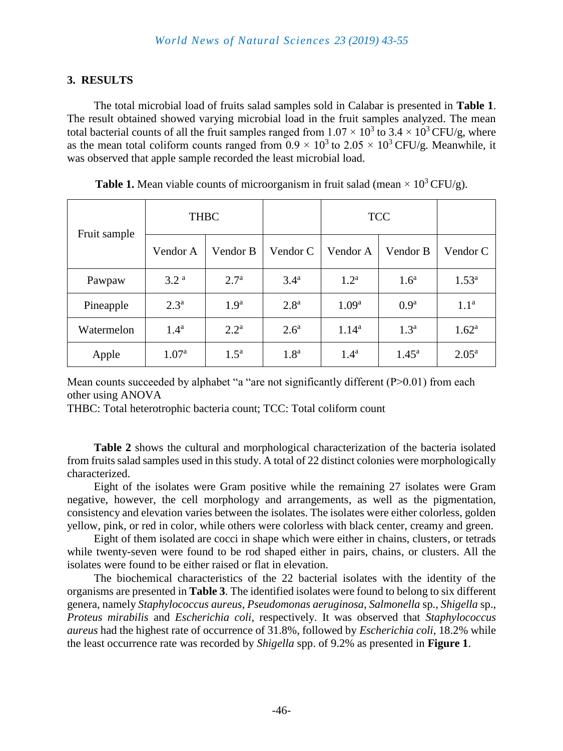## 3. RESULTS

The total microbial load of fruits salad samples sold in Calabar is presented in **Table 1**. The result obtained showed varying microbial load in the fruit samples analyzed. The mean total bacterial counts of all the fruit samples ranged from $1.07 \times 10^3$ to $3.4 \times 10^3$ CFU/g, where as the mean total coliform counts ranged from $0.9 \times 10^3$ to $2.05 \times 10^3$ CFU/g. Meanwhile, it was observed that apple sample recorded the least microbial load.

**Table 1.** Mean viable counts of microorganism in fruit salad (mean $\times 10^3$ CFU/g).

| Fruit sample | THBC | | | TCC | | |
|---|---|---|---|---|---|---|
| | Vendor A | Vendor B | Vendor C | Vendor A | Vendor B | Vendor C |
| Pawpaw | $3.2^a$ | $2.7^a$ | $3.4^a$ | $1.2^a$ | $1.6^a$ | $1.53^a$ |
| Pineapple | $2.3^a$ | $1.9^a$ | $2.8^a$ | $1.09^a$ | $0.9^a$ | $1.1^a$ |
| Watermelon | $1.4^a$ | $2.2^a$ | $2.6^a$ | $1.14^a$ | $1.3^a$ | $1.62^a$ |
| Apple | $1.07^a$ | $1.5^a$ | $1.8^a$ | $1.4^a$ | $1.45^a$ | $2.05^a$ |

Mean counts succeeded by alphabet "a "are not significantly different ($P>0.01$) from each other using ANOVA

THBC: Total heterotrophic bacteria count; TCC: Total coliform count

**Table 2** shows the cultural and morphological characterization of the bacteria isolated from fruits salad samples used in this study. A total of 22 distinct colonies were morphologically characterized.

Eight of the isolates were Gram positive while the remaining 27 isolates were Gram negative, however, the cell morphology and arrangements, as well as the pigmentation, consistency and elevation varies between the isolates. The isolates were either colorless, golden yellow, pink, or red in color, while others were colorless with black center, creamy and green.

Eight of them isolated are cocci in shape which were either in chains, clusters, or tetrads while twenty-seven were found to be rod shaped either in pairs, chains, or clusters. All the isolates were found to be either raised or flat in elevation.

The biochemical characteristics of the 22 bacterial isolates with the identity of the organisms are presented in **Table 3**. The identified isolates were found to belong to six different genera, namely *Staphylococcus aureus*, *Pseudomonas aeruginosa*, *Salmonella* sp., *Shigella* sp., *Proteus mirabilis* and *Escherichia coli*, respectively. It was observed that *Staphylococcus aureus* had the highest rate of occurrence of 31.8%, followed by *Escherichia coli,* 18.2% while the least occurrence rate was recorded by *Shigella* spp. of 9.2% as presented in **Figure 1**.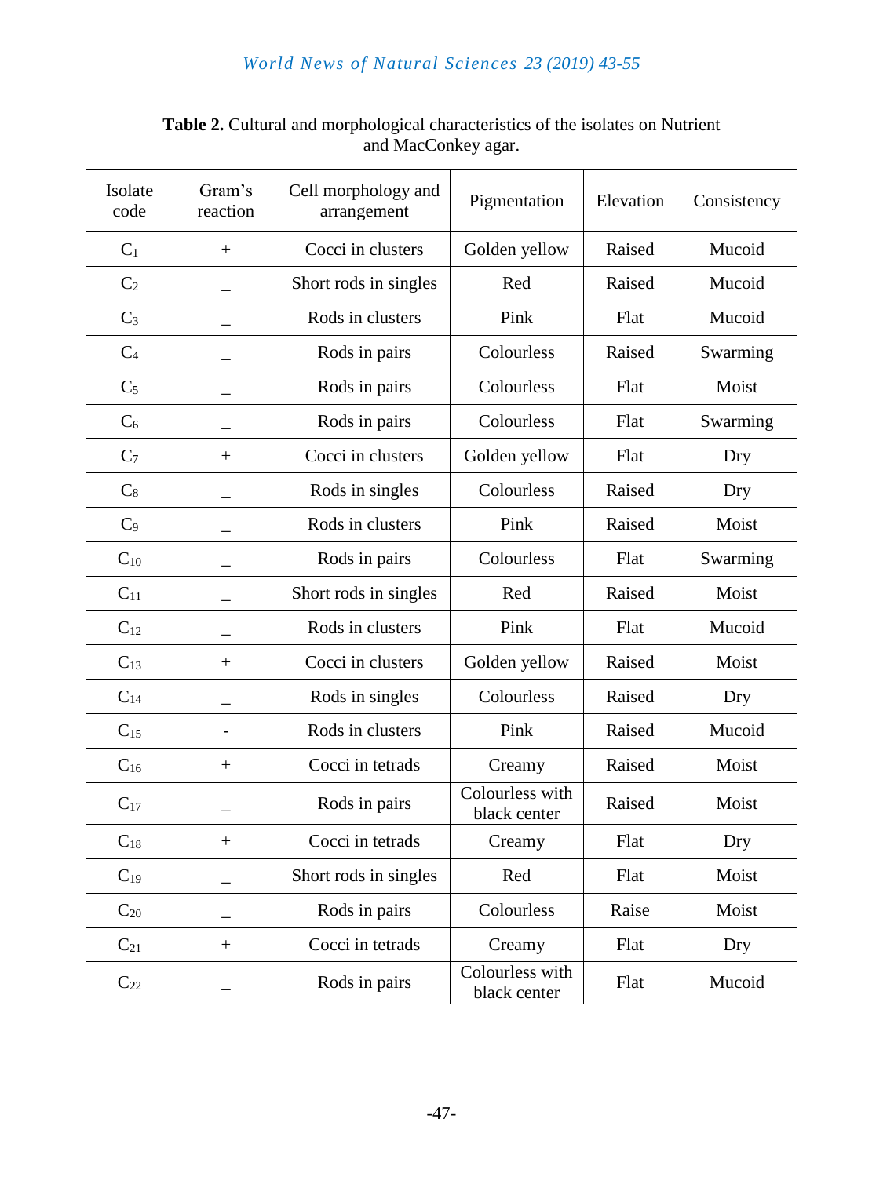**Table 2.** Cultural and morphological characteristics of the isolates on Nutrient and MacConkey agar.

| Isolate code | Gram's reaction | Cell morphology and arrangement | Pigmentation | Elevation | Consistency |
|---|---|---|---|---|---|
| $C_1$ | + | Cocci in clusters | Golden yellow | Raised | Mucoid |
| $C_2$ | _ | Short rods in singles | Red | Raised | Mucoid |
| $C_3$ | _ | Rods in clusters | Pink | Flat | Mucoid |
| $C_4$ | _ | Rods in pairs | Colourless | Raised | Swarming |
| $C_5$ | _ | Rods in pairs | Colourless | Flat | Moist |
| $C_6$ | _ | Rods in pairs | Colourless | Flat | Swarming |
| $C_7$ | + | Cocci in clusters | Golden yellow | Flat | Dry |
| $C_8$ | _ | Rods in singles | Colourless | Raised | Dry |
| $C_9$ | _ | Rods in clusters | Pink | Raised | Moist |
| $C_{10}$ | _ | Rods in pairs | Colourless | Flat | Swarming |
| $C_{11}$ | _ | Short rods in singles | Red | Raised | Moist |
| $C_{12}$ | _ | Rods in clusters | Pink | Flat | Mucoid |
| $C_{13}$ | + | Cocci in clusters | Golden yellow | Raised | Moist |
| $C_{14}$ | _ | Rods in singles | Colourless | Raised | Dry |
| $C_{15}$ | - | Rods in clusters | Pink | Raised | Mucoid |
| $C_{16}$ | + | Cocci in tetrads | Creamy | Raised | Moist |
| $C_{17}$ | _ | Rods in pairs | Colourless with black center | Raised | Moist |
| $C_{18}$ | + | Cocci in tetrads | Creamy | Flat | Dry |
| $C_{19}$ | _ | Short rods in singles | Red | Flat | Moist |
| $C_{20}$ | _ | Rods in pairs | Colourless | Raise | Moist |
| $C_{21}$ | + | Cocci in tetrads | Creamy | Flat | Dry |
| $C_{22}$ | _ | Rods in pairs | Colourless with black center | Flat | Mucoid |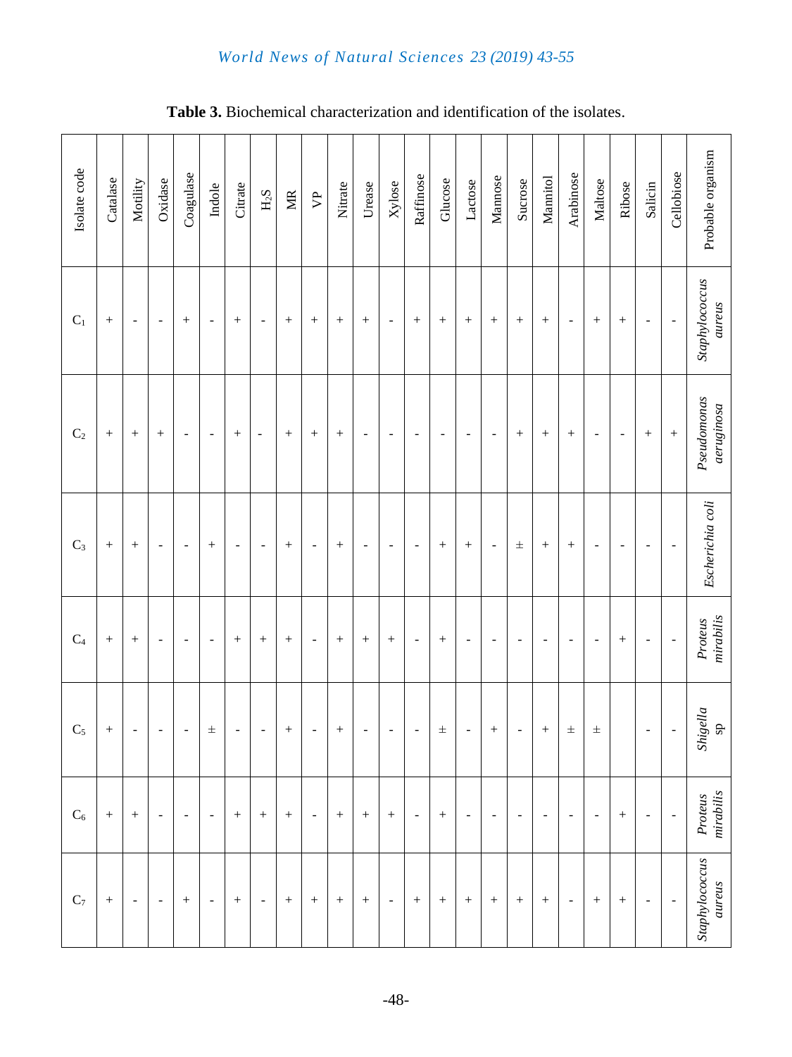**Table 3.** Biochemical characterization and identification of the isolates.

| Isolate code | Catalase | Motility | Oxidase | Coagulase | Indole | Citrate | $H_2S$ | MR | VP | Nitrate | Urease | Xylose | Raffinose | Glucose | Lactose | Mannose | Sucrose | Mannitol | Arabinose | Maltose | Ribose | Salicin | Cellobiose | Probable organism |
|---|---|---|---|---|---|---|---|---|---|---|---|---|---|---|---|---|---|---|---|---|---|---|---|---|
| $C_1$ | + | - | - | + | - | + | - | + | + | + | + | - | + | + | + | + | + | + | - | + | + | - | - | *Staphylococcus aureus* |
| $C_2$ | + | + | + | - | - | + | - | + | + | + | - | - | - | - | - | - | + | + | + | - | - | + | + | *Pseudomonas aeruginosa* |
| $C_3$ | + | + | - | - | + | - | - | + | - | + | - | - | - | + | + | - | ± | + | + | - | - | - | - | *Escherichia coli* |
| $C_4$ | + | + | - | - | - | + | + | + | - | + | + | + | - | + | - | - | - | - | - | - | + | - | - | *Proteus mirabilis* |
| $C_5$ | + | - | - | - | ± | - | - | + | - | + | - | - | - | ± | - | + | - | + | ± | ± | | - | - | *Shigella* sp |
| $C_6$ | + | + | - | - | - | + | + | + | - | + | + | + | - | + | - | - | - | - | - | - | + | - | - | *Proteus mirabilis* |
| $C_7$ | + | - | - | + | - | + | - | + | + | + | + | - | + | + | + | + | + | + | - | + | + | - | - | *Staphylococcus aureus* |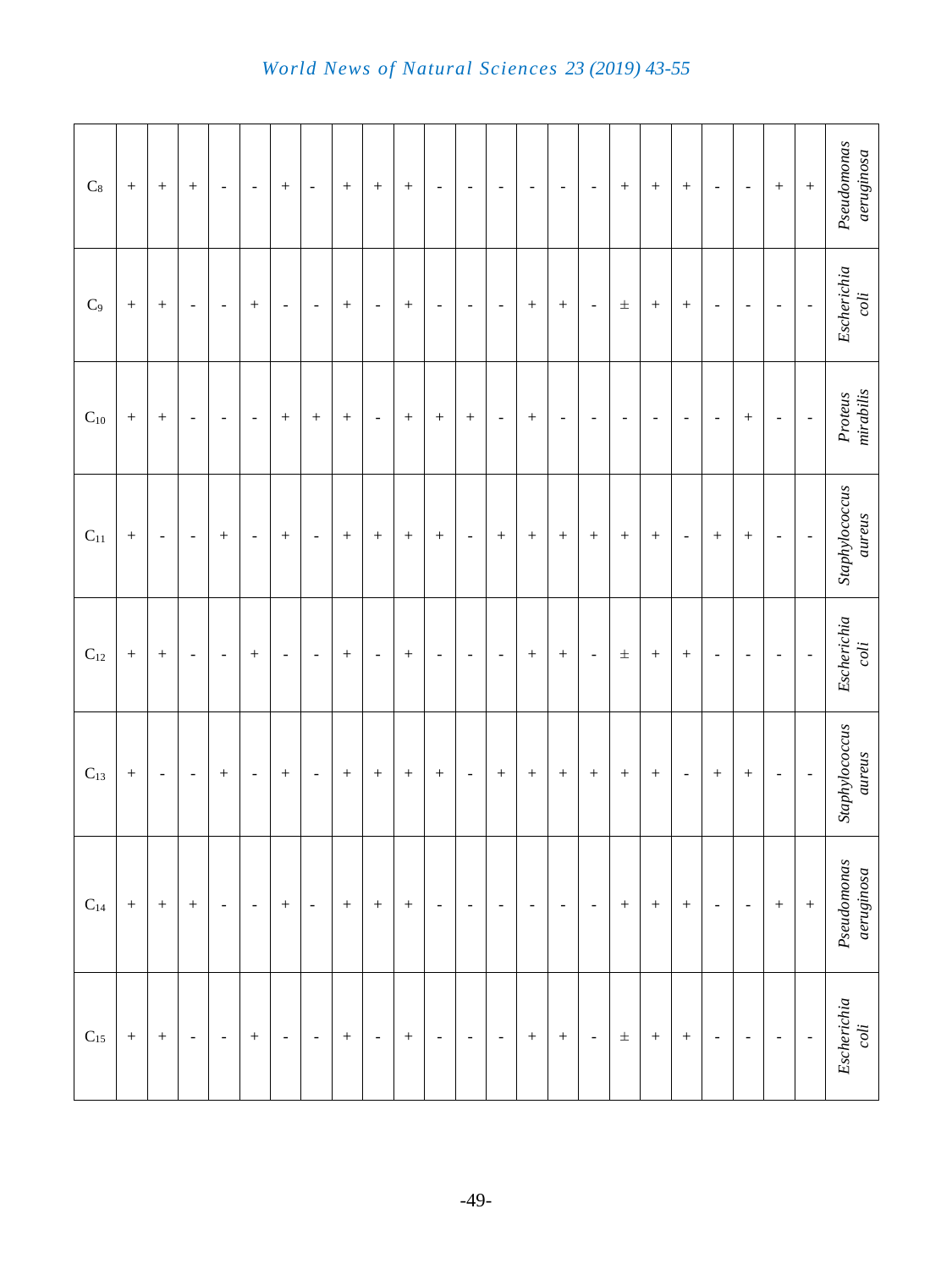| | | | | | | | | | | | | | | | | | | | | | | | |
|---|---|---|---|---|---|---|---|---|---|---|---|---|---|---|---|---|---|---|---|---|---|---|---|
| $C_8$ | + | + | + | - | - | + | - | + | + | + | - | - | - | - | - | - | + | + | + | - | - | + | + | *Pseudomonas aeruginosa* |
| $C_9$ | + | + | - | - | + | - | - | + | - | + | - | - | - | + | + | - | ± | + | + | - | - | - | - | *Escherichia coli* |
| $C_{10}$ | + | + | - | - | - | + | + | + | - | + | + | + | - | + | - | - | - | - | - | - | + | - | - | *Proteus mirabilis* |
| $C_{11}$ | + | - | - | + | - | + | - | + | + | + | + | - | + | + | + | + | + | + | - | + | + | - | - | *Staphylococcus aureus* |
| $C_{12}$ | + | + | - | - | + | - | - | + | - | + | - | - | - | + | + | - | ± | + | + | - | - | - | - | *Escherichia coli* |
| $C_{13}$ | + | - | - | + | - | + | - | + | + | + | + | - | + | + | + | + | + | + | - | + | + | - | - | *Staphylococcus aureus* |
| $C_{14}$ | + | + | + | - | - | + | - | + | + | + | - | - | - | - | - | - | + | + | + | - | - | + | + | *Pseudomonas aeruginosa* |
| $C_{15}$ | + | + | - | - | + | - | - | + | - | + | - | - | - | + | + | - | ± | + | + | - | - | - | - | *Escherichia coli* |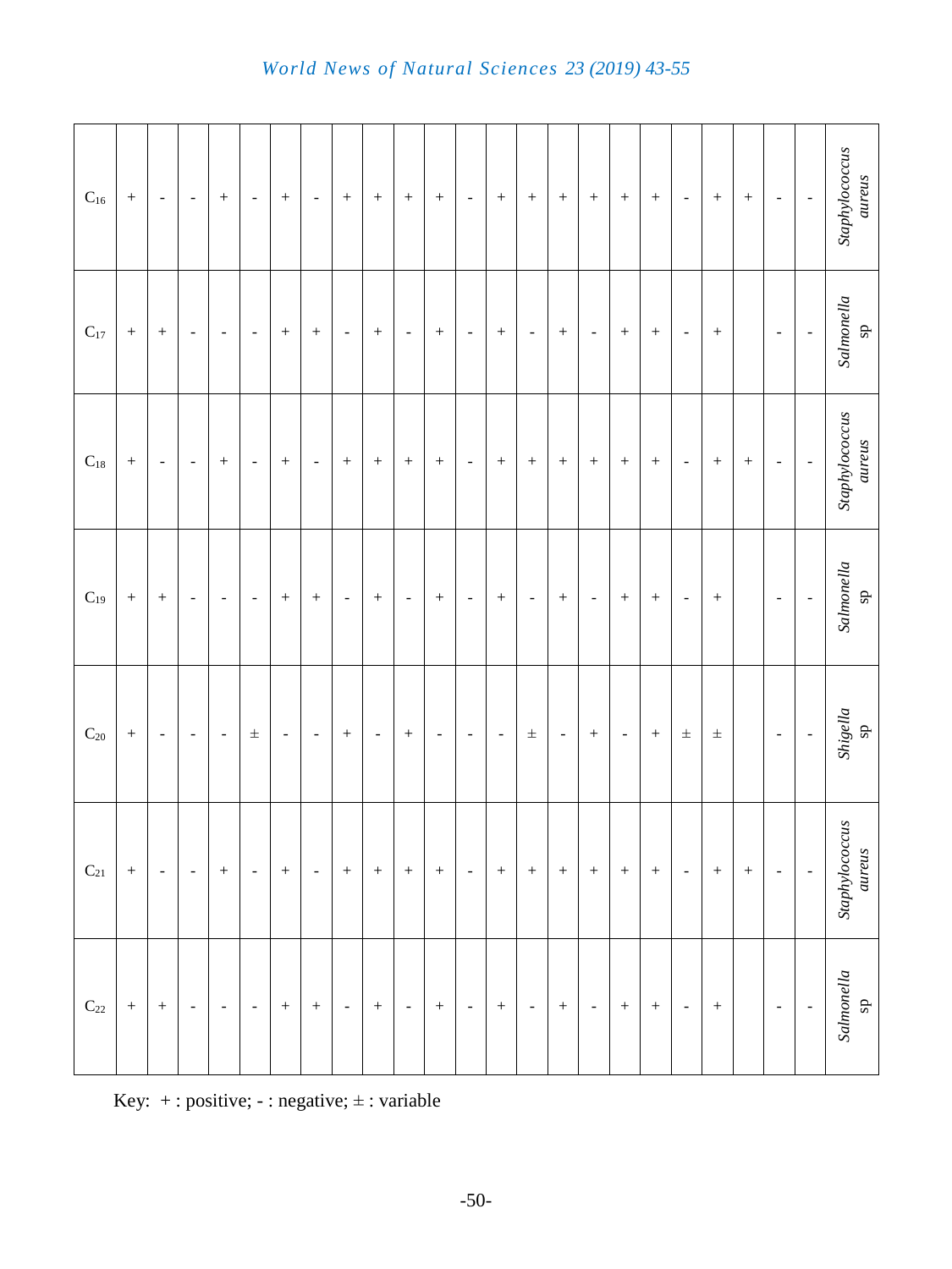| Isolate | | | | | | | | | | | | | | | | | | | | | | | | Identity |
|---|---|---|---|---|---|---|---|---|---|---|---|---|---|---|---|---|---|---|---|---|---|---|---|---|
| $C_{16}$ | + | - | - | + | - | + | - | + | + | + | + | - | + | + | + | + | + | + | - | + | + | - | - | *Staphylococcus aureus* |
| $C_{17}$ | + | + | - | - | - | + | + | - | + | - | + | - | + | - | + | - | + | + | - | + | | - | - | *Salmonella* sp |
| $C_{18}$ | + | - | - | + | - | + | - | + | + | + | + | - | + | + | + | + | + | + | - | + | + | - | - | *Staphylococcus aureus* |
| $C_{19}$ | + | + | - | - | - | + | + | - | + | - | + | - | + | - | + | - | + | + | - | + | | - | - | *Salmonella* sp |
| $C_{20}$ | + | - | - | - | ± | - | - | + | - | + | - | - | - | ± | - | + | - | + | ± | ± | | - | - | *Shigella* sp |
| $C_{21}$ | + | - | - | + | - | + | - | + | + | + | + | - | + | + | + | + | + | + | - | + | + | - | - | *Staphylococcus aureus* |
| $C_{22}$ | + | + | - | - | - | + | + | - | + | - | + | - | + | - | + | - | + | + | - | + | | - | - | *Salmonella* sp |

Key: + : positive; - : negative; ± : variable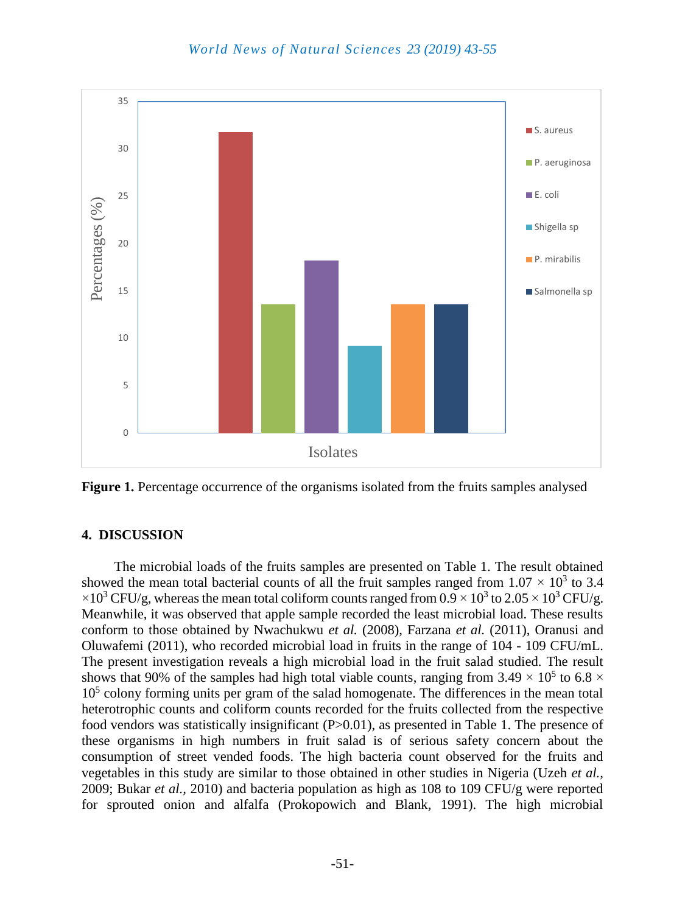**Figure 1.** Percentage occurrence of the organisms isolated from the fruits samples analysed

## 4. DISCUSSION

The microbial loads of the fruits samples are presented on Table 1. The result obtained showed the mean total bacterial counts of all the fruit samples ranged from $1.07 \times 10^3$ to $3.4 \times 10^3$ CFU/g, whereas the mean total coliform counts ranged from $0.9 \times 10^3$ to $2.05 \times 10^3$ CFU/g. Meanwhile, it was observed that apple sample recorded the least microbial load. These results conform to those obtained by Nwachukwu *et al.* (2008), Farzana *et al.* (2011), Oranusi and Oluwafemi (2011), who recorded microbial load in fruits in the range of 104 - 109 CFU/mL. The present investigation reveals a high microbial load in the fruit salad studied. The result shows that 90% of the samples had high total viable counts, ranging from $3.49 \times 10^5$ to $6.8 \times 10^5$ colony forming units per gram of the salad homogenate. The differences in the mean total heterotrophic counts and coliform counts recorded for the fruits collected from the respective food vendors was statistically insignificant ($P>0.01$), as presented in Table 1. The presence of these organisms in high numbers in fruit salad is of serious safety concern about the consumption of street vended foods. The high bacteria count observed for the fruits and vegetables in this study are similar to those obtained in other studies in Nigeria (Uzeh *et al.*, 2009; Bukar *et al.*, 2010) and bacteria population as high as 108 to 109 CFU/g were reported for sprouted onion and alfalfa (Prokopowich and Blank, 1991). The high microbial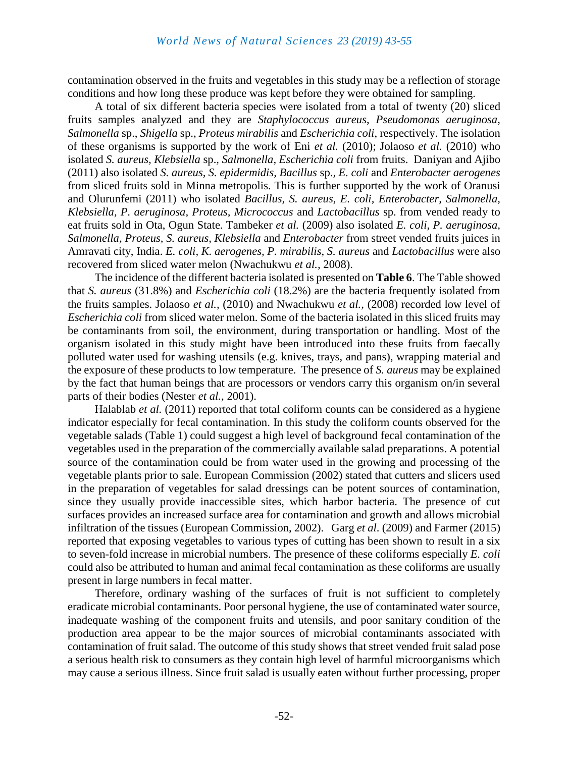contamination observed in the fruits and vegetables in this study may be a reflection of storage conditions and how long these produce was kept before they were obtained for sampling.

A total of six different bacteria species were isolated from a total of twenty (20) sliced fruits samples analyzed and they are *Staphylococcus aureus*, *Pseudomonas aeruginosa*, *Salmonella* sp., *Shigella* sp., *Proteus mirabilis* and *Escherichia coli*, respectively. The isolation of these organisms is supported by the work of Eni *et al.* (2010); Jolaoso *et al.* (2010) who isolated *S. aureus, Klebsiella* sp., *Salmonella*, *Escherichia coli* from fruits. Daniyan and Ajibo (2011) also isolated *S. aureus*, *S. epidermidis, Bacillus* sp., *E. coli* and *Enterobacter aerogenes* from sliced fruits sold in Minna metropolis. This is further supported by the work of Oranusi and Olurunfemi (2011) who isolated *Bacillus*, *S. aureus*, *E. coli*, *Enterobacter*, *Salmonella, Klebsiella, P. aeruginosa, Proteus, Micrococcus* and *Lactobacillus* sp. from vended ready to eat fruits sold in Ota, Ogun State. Tambeker *et al.* (2009) also isolated *E. coli*, *P. aeruginosa, Salmonella*, *Proteus*, *S. aureus, Klebsiella* and *Enterobacter* from street vended fruits juices in Amravati city, India. *E. coli*, *K. aerogenes*, *P. mirabilis, S. aureus* and *Lactobacillus* were also recovered from sliced water melon (Nwachukwu *et al.,* 2008).

The incidence of the different bacteria isolated is presented on **Table 6**. The Table showed that *S. aureus* (31.8%) and *Escherichia coli* (18.2%) are the bacteria frequently isolated from the fruits samples. Jolaoso *et al.,* (2010) and Nwachukwu *et al.,* (2008) recorded low level of *Escherichia coli* from sliced water melon. Some of the bacteria isolated in this sliced fruits may be contaminants from soil, the environment, during transportation or handling. Most of the organism isolated in this study might have been introduced into these fruits from faecally polluted water used for washing utensils (e.g. knives, trays, and pans), wrapping material and the exposure of these products to low temperature. The presence of *S. aureus* may be explained by the fact that human beings that are processors or vendors carry this organism on/in several parts of their bodies (Nester *et al.,* 2001).

Halablab *et al.* (2011) reported that total coliform counts can be considered as a hygiene indicator especially for fecal contamination. In this study the coliform counts observed for the vegetable salads (Table 1) could suggest a high level of background fecal contamination of the vegetables used in the preparation of the commercially available salad preparations. A potential source of the contamination could be from water used in the growing and processing of the vegetable plants prior to sale. European Commission (2002) stated that cutters and slicers used in the preparation of vegetables for salad dressings can be potent sources of contamination, since they usually provide inaccessible sites, which harbor bacteria. The presence of cut surfaces provides an increased surface area for contamination and growth and allows microbial infiltration of the tissues (European Commission, 2002). Garg *et al.* (2009) and Farmer (2015) reported that exposing vegetables to various types of cutting has been shown to result in a six to seven-fold increase in microbial numbers. The presence of these coliforms especially *E. coli* could also be attributed to human and animal fecal contamination as these coliforms are usually present in large numbers in fecal matter.

Therefore, ordinary washing of the surfaces of fruit is not sufficient to completely eradicate microbial contaminants. Poor personal hygiene, the use of contaminated water source, inadequate washing of the component fruits and utensils, and poor sanitary condition of the production area appear to be the major sources of microbial contaminants associated with contamination of fruit salad. The outcome of this study shows that street vended fruit salad pose a serious health risk to consumers as they contain high level of harmful microorganisms which may cause a serious illness. Since fruit salad is usually eaten without further processing, proper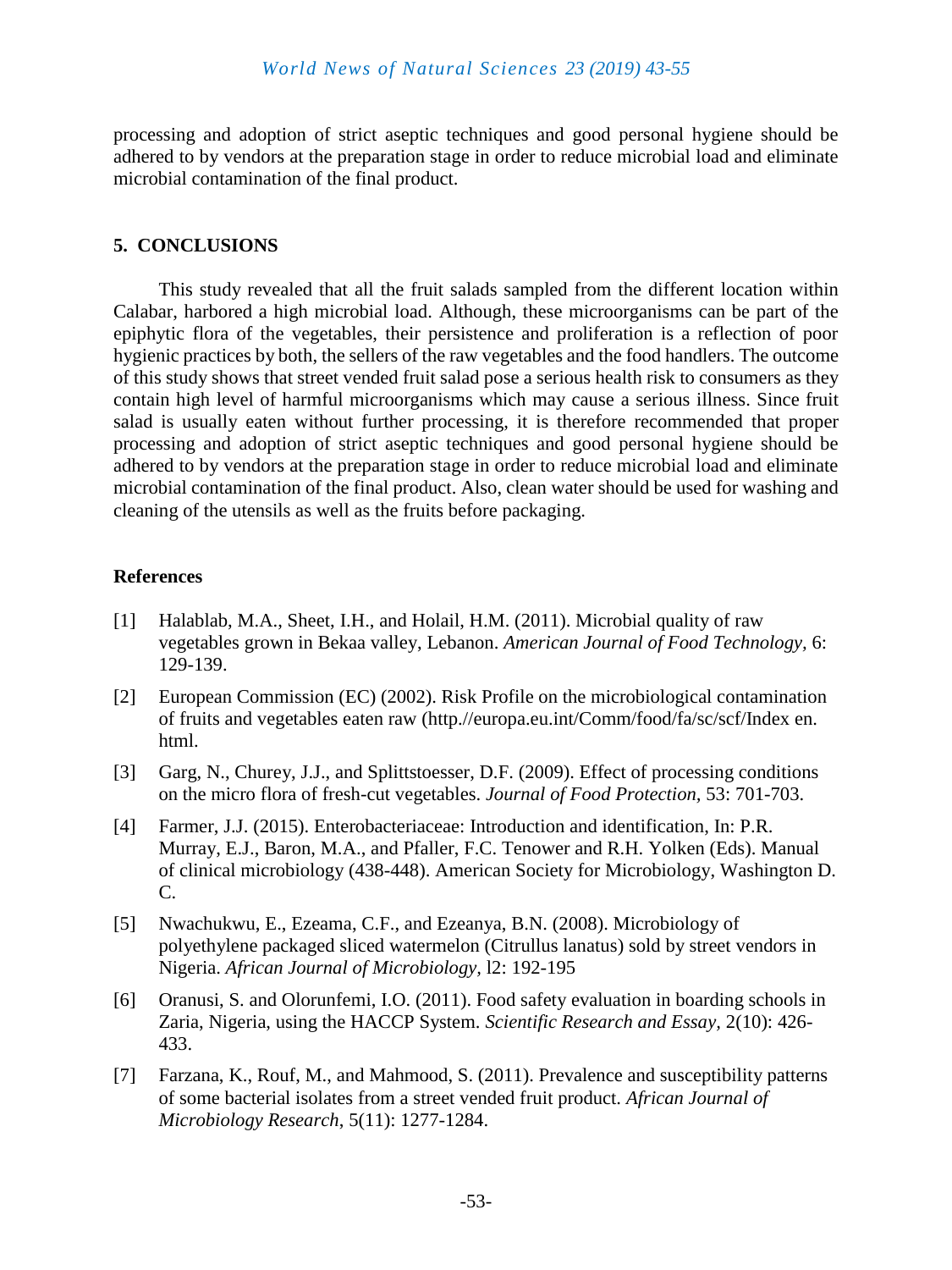processing and adoption of strict aseptic techniques and good personal hygiene should be adhered to by vendors at the preparation stage in order to reduce microbial load and eliminate microbial contamination of the final product.

## 5. CONCLUSIONS

This study revealed that all the fruit salads sampled from the different location within Calabar, harbored a high microbial load. Although, these microorganisms can be part of the epiphytic flora of the vegetables, their persistence and proliferation is a reflection of poor hygienic practices by both, the sellers of the raw vegetables and the food handlers. The outcome of this study shows that street vended fruit salad pose a serious health risk to consumers as they contain high level of harmful microorganisms which may cause a serious illness. Since fruit salad is usually eaten without further processing, it is therefore recommended that proper processing and adoption of strict aseptic techniques and good personal hygiene should be adhered to by vendors at the preparation stage in order to reduce microbial load and eliminate microbial contamination of the final product. Also, clean water should be used for washing and cleaning of the utensils as well as the fruits before packaging.

## References

[1] Halablab, M.A., Sheet, I.H., and Holail, H.M. (2011). Microbial quality of raw vegetables grown in Bekaa valley, Lebanon. *American Journal of Food Technology*, 6: 129-139.

[2] European Commission (EC) (2002). Risk Profile on the microbiological contamination of fruits and vegetables eaten raw (http.//europa.eu.int/Comm/food/fa/sc/scf/Index en. html.

[3] Garg, N., Churey, J.J., and Splittstoesser, D.F. (2009). Effect of processing conditions on the micro flora of fresh-cut vegetables. *Journal of Food Protection*, 53: 701-703.

[4] Farmer, J.J. (2015). Enterobacteriaceae: Introduction and identification, In: P.R. Murray, E.J., Baron, M.A., and Pfaller, F.C. Tenower and R.H. Yolken (Eds). Manual of clinical microbiology (438-448). American Society for Microbiology, Washington D. C.

[5] Nwachukwu, E., Ezeama, C.F., and Ezeanya, B.N. (2008). Microbiology of polyethylene packaged sliced watermelon (Citrullus lanatus) sold by street vendors in Nigeria. *African Journal of Microbiology*, l2: 192-195

[6] Oranusi, S. and Olorunfemi, I.O. (2011). Food safety evaluation in boarding schools in Zaria, Nigeria, using the HACCP System. *Scientific Research and Essay*, 2(10): 426-433.

[7] Farzana, K., Rouf, M., and Mahmood, S. (2011). Prevalence and susceptibility patterns of some bacterial isolates from a street vended fruit product. *African Journal of Microbiology Research*, 5(11): 1277-1284.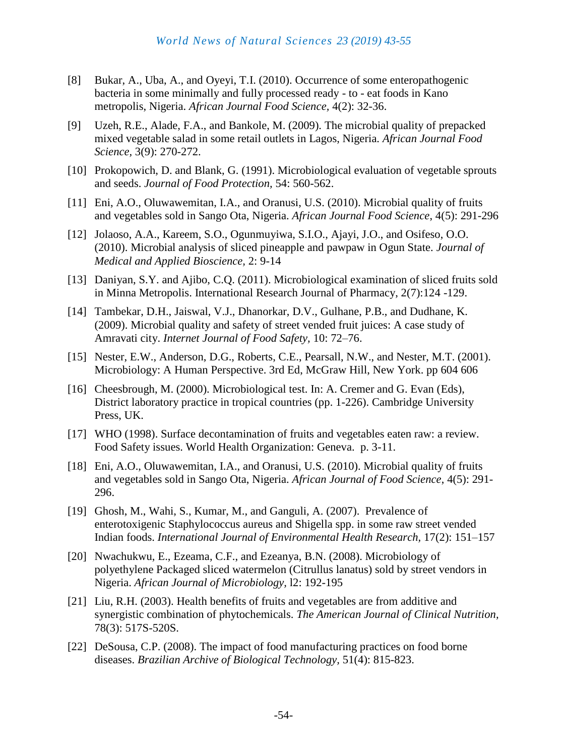[8] Bukar, A., Uba, A., and Oyeyi, T.I. (2010). Occurrence of some enteropathogenic bacteria in some minimally and fully processed ready - to - eat foods in Kano metropolis, Nigeria. *African Journal Food Science*, 4(2): 32-36.

[9] Uzeh, R.E., Alade, F.A., and Bankole, M. (2009). The microbial quality of prepacked mixed vegetable salad in some retail outlets in Lagos, Nigeria. *African Journal Food Science*, 3(9): 270-272.

[10] Prokopowich, D. and Blank, G. (1991). Microbiological evaluation of vegetable sprouts and seeds. *Journal of Food Protection*, 54: 560-562.

[11] Eni, A.O., Oluwawemitan, I.A., and Oranusi, U.S. (2010). Microbial quality of fruits and vegetables sold in Sango Ota, Nigeria. *African Journal Food Science*, 4(5): 291-296

[12] Jolaoso, A.A., Kareem, S.O., Ogunmuyiwa, S.I.O., Ajayi, J.O., and Osifeso, O.O. (2010). Microbial analysis of sliced pineapple and pawpaw in Ogun State. *Journal of Medical and Applied Bioscience*, 2: 9-14

[13] Daniyan, S.Y. and Ajibo, C.Q. (2011). Microbiological examination of sliced fruits sold in Minna Metropolis. International Research Journal of Pharmacy, 2(7):124 -129.

[14] Tambekar, D.H., Jaiswal, V.J., Dhanorkar, D.V., Gulhane, P.B., and Dudhane, K. (2009). Microbial quality and safety of street vended fruit juices: A case study of Amravati city. *Internet Journal of Food Safety*, 10: 72–76.

[15] Nester, E.W., Anderson, D.G., Roberts, C.E., Pearsall, N.W., and Nester, M.T. (2001). Microbiology: A Human Perspective. 3rd Ed, McGraw Hill, New York. pp 604 606

[16] Cheesbrough, M. (2000). Microbiological test. In: A. Cremer and G. Evan (Eds), District laboratory practice in tropical countries (pp. 1-226). Cambridge University Press, UK.

[17] WHO (1998). Surface decontamination of fruits and vegetables eaten raw: a review. Food Safety issues. World Health Organization: Geneva. p. 3-11.

[18] Eni, A.O., Oluwawemitan, I.A., and Oranusi, U.S. (2010). Microbial quality of fruits and vegetables sold in Sango Ota, Nigeria. *African Journal of Food Science*, 4(5): 291-296.

[19] Ghosh, M., Wahi, S., Kumar, M., and Ganguli, A. (2007). Prevalence of enterotoxigenic Staphylococcus aureus and Shigella spp. in some raw street vended Indian foods. *International Journal of Environmental Health Research*, 17(2): 151–157

[20] Nwachukwu, E., Ezeama, C.F., and Ezeanya, B.N. (2008). Microbiology of polyethylene Packaged sliced watermelon (Citrullus lanatus) sold by street vendors in Nigeria. *African Journal of Microbiology*, l2: 192-195

[21] Liu, R.H. (2003). Health benefits of fruits and vegetables are from additive and synergistic combination of phytochemicals. *The American Journal of Clinical Nutrition*, 78(3): 517S-520S.

[22] DeSousa, C.P. (2008). The impact of food manufacturing practices on food borne diseases. *Brazilian Archive of Biological Technology*, 51(4): 815-823.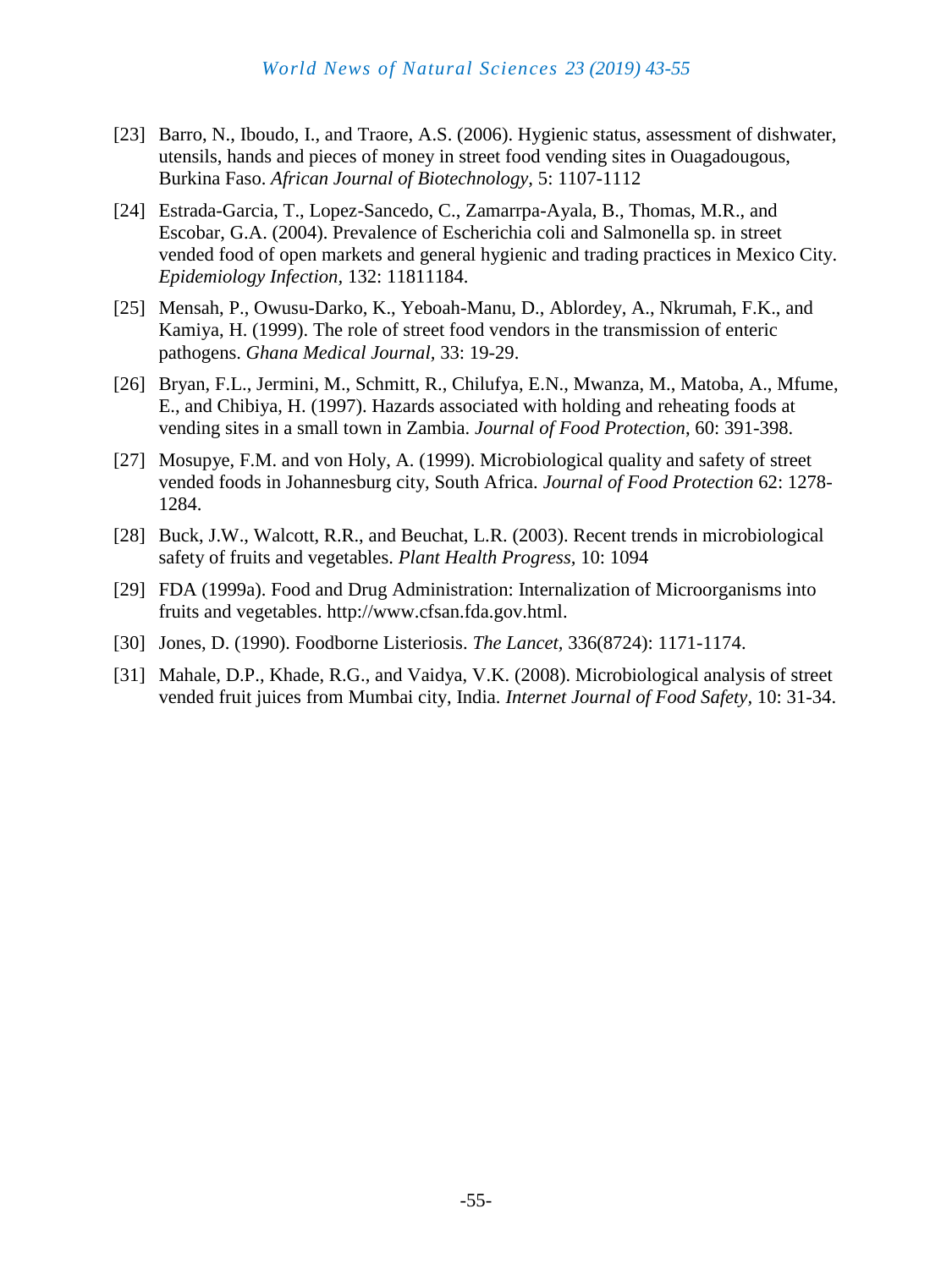[23] Barro, N., Iboudo, I., and Traore, A.S. (2006). Hygienic status, assessment of dishwater, utensils, hands and pieces of money in street food vending sites in Ouagadougous, Burkina Faso. *African Journal of Biotechnology*, 5: 1107-1112

[24] Estrada-Garcia, T., Lopez-Sancedo, C., Zamarrpa-Ayala, B., Thomas, M.R., and Escobar, G.A. (2004). Prevalence of Escherichia coli and Salmonella sp. in street vended food of open markets and general hygienic and trading practices in Mexico City. *Epidemiology Infection*, 132: 11811184.

[25] Mensah, P., Owusu-Darko, K., Yeboah-Manu, D., Ablordey, A., Nkrumah, F.K., and Kamiya, H. (1999). The role of street food vendors in the transmission of enteric pathogens. *Ghana Medical Journal*, 33: 19-29.

[26] Bryan, F.L., Jermini, M., Schmitt, R., Chilufya, E.N., Mwanza, M., Matoba, A., Mfume, E., and Chibiya, H. (1997). Hazards associated with holding and reheating foods at vending sites in a small town in Zambia. *Journal of Food Protection*, 60: 391-398.

[27] Mosupye, F.M. and von Holy, A. (1999). Microbiological quality and safety of street vended foods in Johannesburg city, South Africa. *Journal of Food Protection* 62: 1278-1284.

[28] Buck, J.W., Walcott, R.R., and Beuchat, L.R. (2003). Recent trends in microbiological safety of fruits and vegetables. *Plant Health Progress*, 10: 1094

[29] FDA (1999a). Food and Drug Administration: Internalization of Microorganisms into fruits and vegetables. http://www.cfsan.fda.gov.html.

[30] Jones, D. (1990). Foodborne Listeriosis. *The Lancet*, 336(8724): 1171-1174.

[31] Mahale, D.P., Khade, R.G., and Vaidya, V.K. (2008). Microbiological analysis of street vended fruit juices from Mumbai city, India. *Internet Journal of Food Safety*, 10: 31-34.